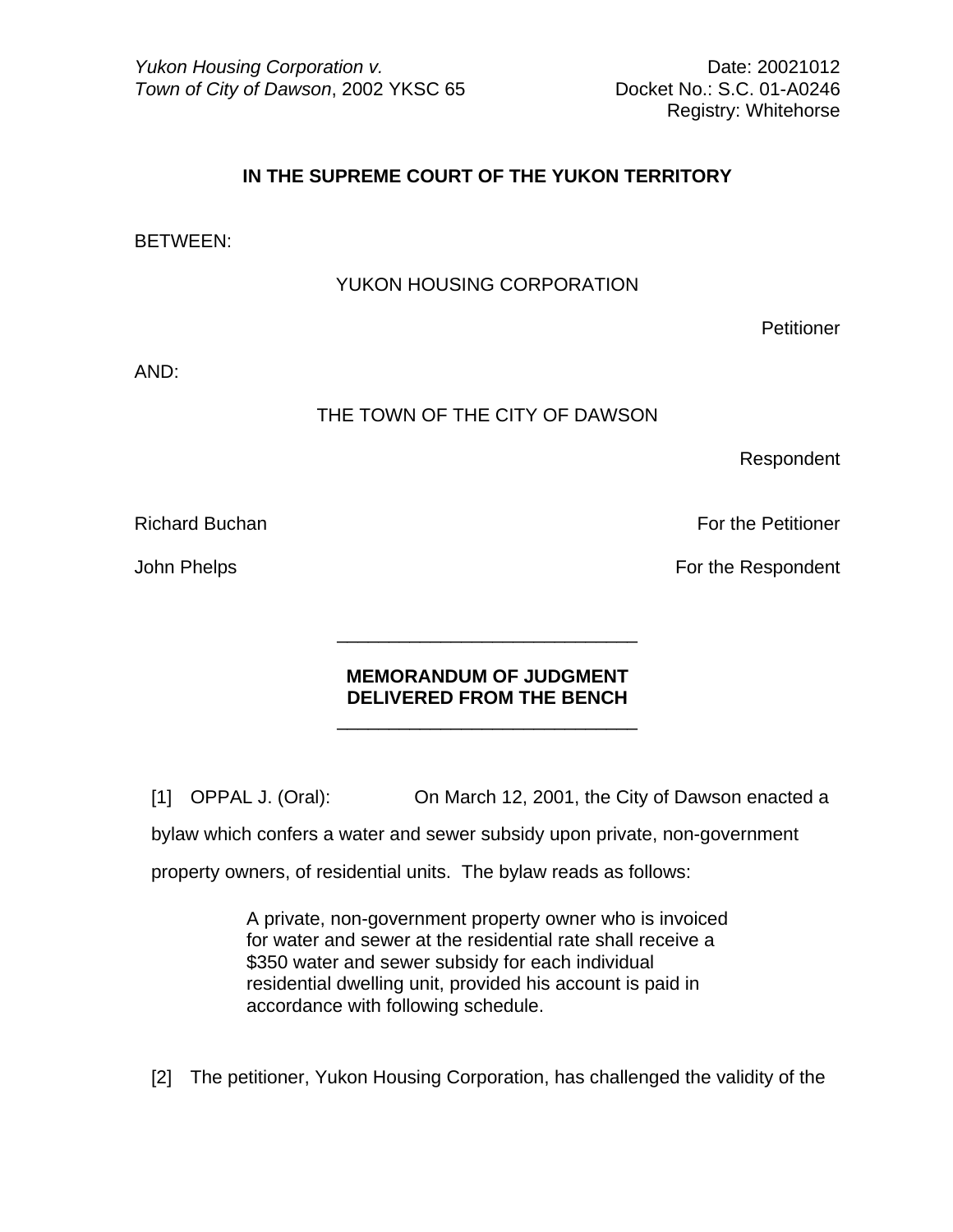*Yukon Housing Corporation v. Town of City of Dawson*, 2002 YKSC 65

Date: 20021012
Docket No.: S.C. 01-A0246
Registry: Whitehorse

**IN THE SUPREME COURT OF THE YUKON TERRITORY**

BETWEEN:

YUKON HOUSING CORPORATION

Petitioner

AND:

THE TOWN OF THE CITY OF DAWSON

Respondent

Richard Buchan — For the Petitioner

John Phelps — For the Respondent

---

**MEMORANDUM OF JUDGMENT DELIVERED FROM THE BENCH**

---

[1] OPPAL J. (Oral): On March 12, 2001, the City of Dawson enacted a bylaw which confers a water and sewer subsidy upon private, non-government property owners, of residential units. The bylaw reads as follows:

> A private, non-government property owner who is invoiced for water and sewer at the residential rate shall receive a $350 water and sewer subsidy for each individual residential dwelling unit, provided his account is paid in accordance with following schedule.

[2] The petitioner, Yukon Housing Corporation, has challenged the validity of the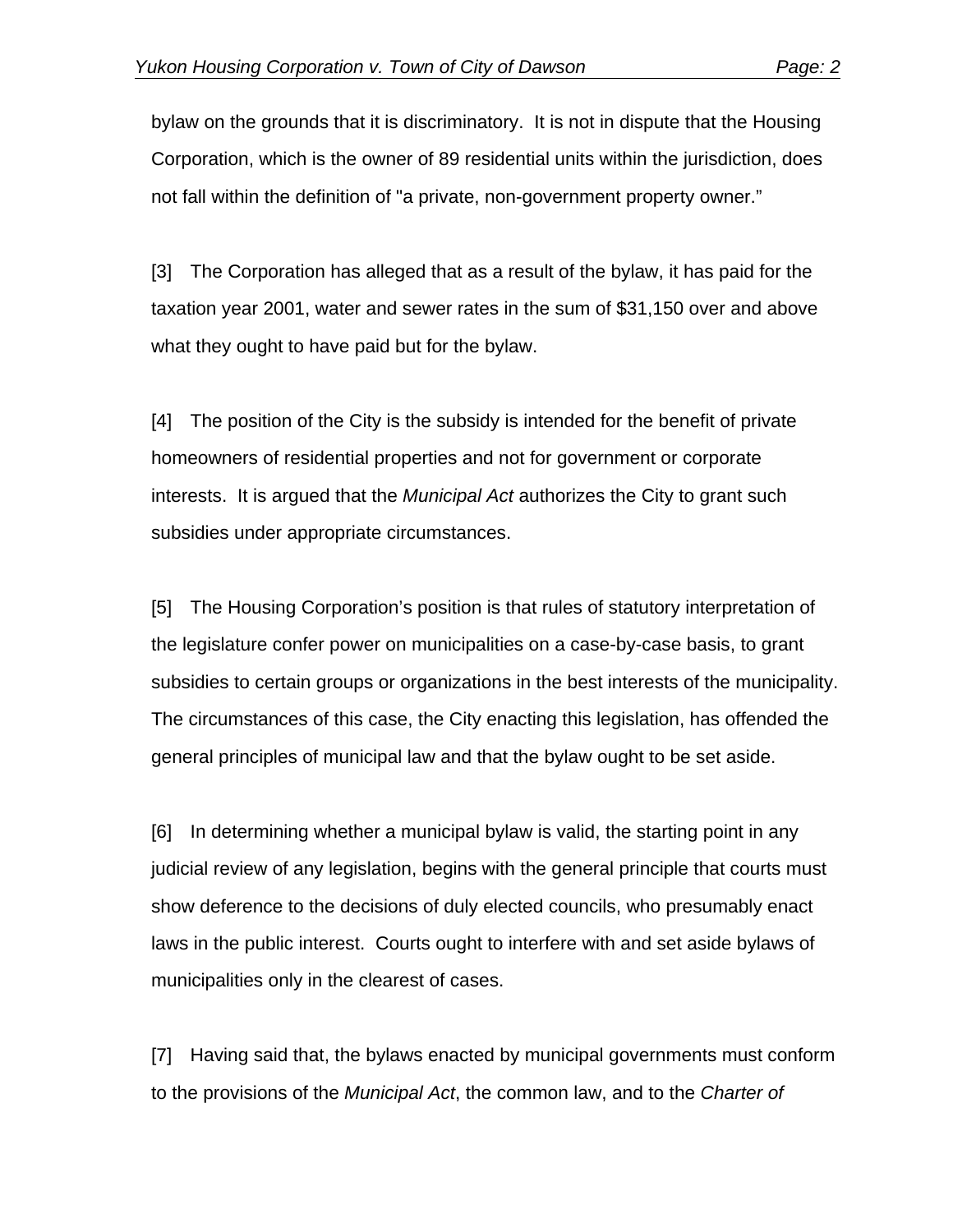bylaw on the grounds that it is discriminatory. It is not in dispute that the Housing Corporation, which is the owner of 89 residential units within the jurisdiction, does not fall within the definition of "a private, non-government property owner."

[3] The Corporation has alleged that as a result of the bylaw, it has paid for the taxation year 2001, water and sewer rates in the sum of $31,150 over and above what they ought to have paid but for the bylaw.

[4] The position of the City is the subsidy is intended for the benefit of private homeowners of residential properties and not for government or corporate interests. It is argued that the *Municipal Act* authorizes the City to grant such subsidies under appropriate circumstances.

[5] The Housing Corporation's position is that rules of statutory interpretation of the legislature confer power on municipalities on a case-by-case basis, to grant subsidies to certain groups or organizations in the best interests of the municipality. The circumstances of this case, the City enacting this legislation, has offended the general principles of municipal law and that the bylaw ought to be set aside.

[6] In determining whether a municipal bylaw is valid, the starting point in any judicial review of any legislation, begins with the general principle that courts must show deference to the decisions of duly elected councils, who presumably enact laws in the public interest. Courts ought to interfere with and set aside bylaws of municipalities only in the clearest of cases.

[7] Having said that, the bylaws enacted by municipal governments must conform to the provisions of the *Municipal Act*, the common law, and to the *Charter of*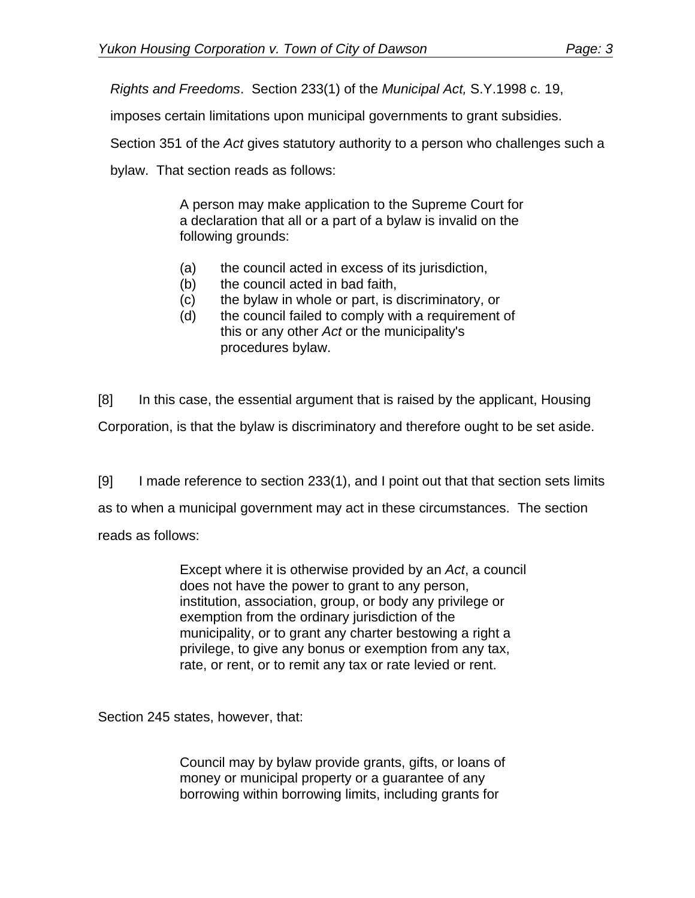*Rights and Freedoms*. Section 233(1) of the *Municipal Act,* S.Y.1998 c. 19, imposes certain limitations upon municipal governments to grant subsidies. Section 351 of the *Act* gives statutory authority to a person who challenges such a bylaw. That section reads as follows:

> A person may make application to the Supreme Court for a declaration that all or a part of a bylaw is invalid on the following grounds:
>
> (a) the council acted in excess of its jurisdiction,
> (b) the council acted in bad faith,
> (c) the bylaw in whole or part, is discriminatory, or
> (d) the council failed to comply with a requirement of this or any other *Act* or the municipality's procedures bylaw.

[8] In this case, the essential argument that is raised by the applicant, Housing Corporation, is that the bylaw is discriminatory and therefore ought to be set aside.

[9] I made reference to section 233(1), and I point out that that section sets limits as to when a municipal government may act in these circumstances. The section reads as follows:

> Except where it is otherwise provided by an *Act*, a council does not have the power to grant to any person, institution, association, group, or body any privilege or exemption from the ordinary jurisdiction of the municipality, or to grant any charter bestowing a right a privilege, to give any bonus or exemption from any tax, rate, or rent, or to remit any tax or rate levied or rent.

Section 245 states, however, that:

> Council may by bylaw provide grants, gifts, or loans of money or municipal property or a guarantee of any borrowing within borrowing limits, including grants for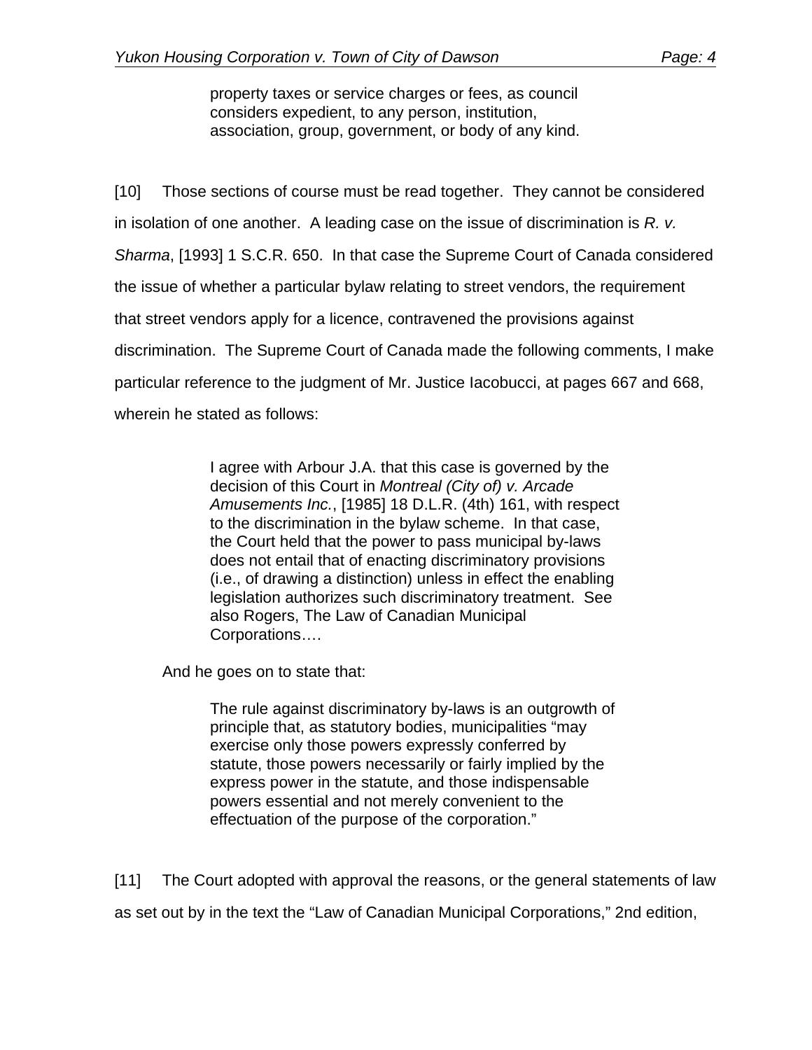> property taxes or service charges or fees, as council considers expedient, to any person, institution, association, group, government, or body of any kind.

[10] Those sections of course must be read together. They cannot be considered in isolation of one another. A leading case on the issue of discrimination is *R. v. Sharma*, [1993] 1 S.C.R. 650. In that case the Supreme Court of Canada considered the issue of whether a particular bylaw relating to street vendors, the requirement that street vendors apply for a licence, contravened the provisions against discrimination. The Supreme Court of Canada made the following comments, I make particular reference to the judgment of Mr. Justice Iacobucci, at pages 667 and 668, wherein he stated as follows:

> I agree with Arbour J.A. that this case is governed by the decision of this Court in *Montreal (City of) v. Arcade Amusements Inc.*, [1985] 18 D.L.R. (4th) 161, with respect to the discrimination in the bylaw scheme. In that case, the Court held that the power to pass municipal by-laws does not entail that of enacting discriminatory provisions (i.e., of drawing a distinction) unless in effect the enabling legislation authorizes such discriminatory treatment. See also Rogers, The Law of Canadian Municipal Corporations….

And he goes on to state that:

> The rule against discriminatory by-laws is an outgrowth of principle that, as statutory bodies, municipalities "may exercise only those powers expressly conferred by statute, those powers necessarily or fairly implied by the express power in the statute, and those indispensable powers essential and not merely convenient to the effectuation of the purpose of the corporation."

[11] The Court adopted with approval the reasons, or the general statements of law as set out by in the text the "Law of Canadian Municipal Corporations," 2nd edition,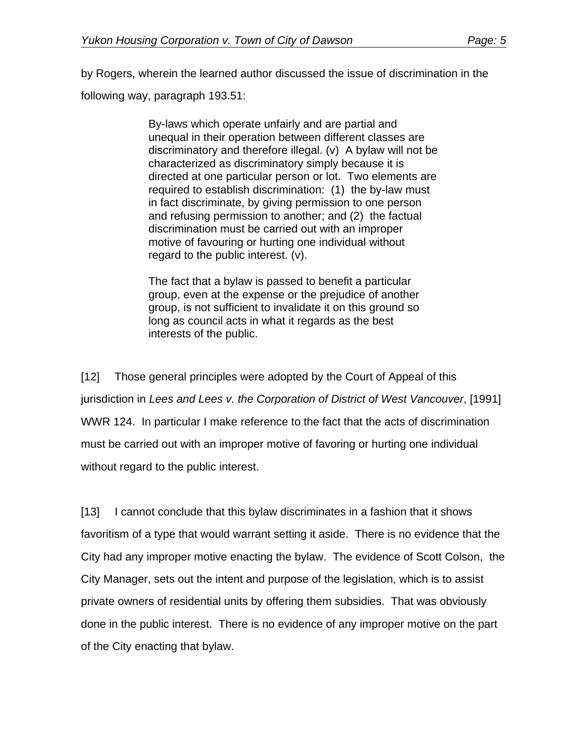by Rogers, wherein the learned author discussed the issue of discrimination in the following way, paragraph 193.51:

> By-laws which operate unfairly and are partial and unequal in their operation between different classes are discriminatory and therefore illegal. (v) A bylaw will not be characterized as discriminatory simply because it is directed at one particular person or lot. Two elements are required to establish discrimination: (1) the by-law must in fact discriminate, by giving permission to one person and refusing permission to another; and (2) the factual discrimination must be carried out with an improper motive of favouring or hurting one individual without regard to the public interest. (v).
>
> The fact that a bylaw is passed to benefit a particular group, even at the expense or the prejudice of another group, is not sufficient to invalidate it on this ground so long as council acts in what it regards as the best interests of the public.

[12] Those general principles were adopted by the Court of Appeal of this jurisdiction in *Lees and Lees v. the Corporation of District of West Vancouver*, [1991] WWR 124. In particular I make reference to the fact that the acts of discrimination must be carried out with an improper motive of favoring or hurting one individual without regard to the public interest.

[13] I cannot conclude that this bylaw discriminates in a fashion that it shows favoritism of a type that would warrant setting it aside. There is no evidence that the City had any improper motive enacting the bylaw. The evidence of Scott Colson, the City Manager, sets out the intent and purpose of the legislation, which is to assist private owners of residential units by offering them subsidies. That was obviously done in the public interest. There is no evidence of any improper motive on the part of the City enacting that bylaw.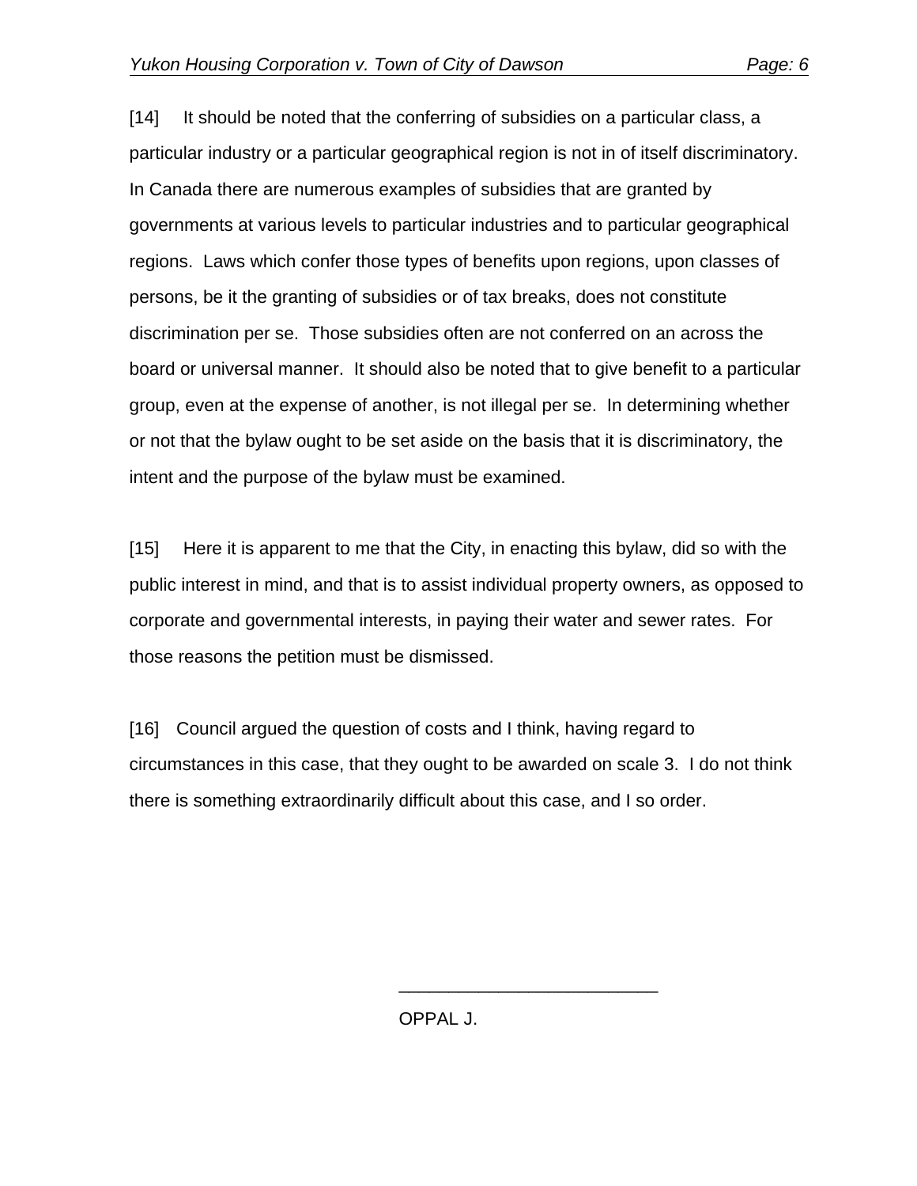[14] It should be noted that the conferring of subsidies on a particular class, a particular industry or a particular geographical region is not in of itself discriminatory. In Canada there are numerous examples of subsidies that are granted by governments at various levels to particular industries and to particular geographical regions. Laws which confer those types of benefits upon regions, upon classes of persons, be it the granting of subsidies or of tax breaks, does not constitute discrimination per se. Those subsidies often are not conferred on an across the board or universal manner. It should also be noted that to give benefit to a particular group, even at the expense of another, is not illegal per se. In determining whether or not that the bylaw ought to be set aside on the basis that it is discriminatory, the intent and the purpose of the bylaw must be examined.

[15] Here it is apparent to me that the City, in enacting this bylaw, did so with the public interest in mind, and that is to assist individual property owners, as opposed to corporate and governmental interests, in paying their water and sewer rates. For those reasons the petition must be dismissed.

[16] Council argued the question of costs and I think, having regard to circumstances in this case, that they ought to be awarded on scale 3. I do not think there is something extraordinarily difficult about this case, and I so order.

\_\_\_\_\_\_\_\_\_\_\_\_\_\_\_\_\_\_\_\_\_\_\_\_\_\_\_

OPPAL J.